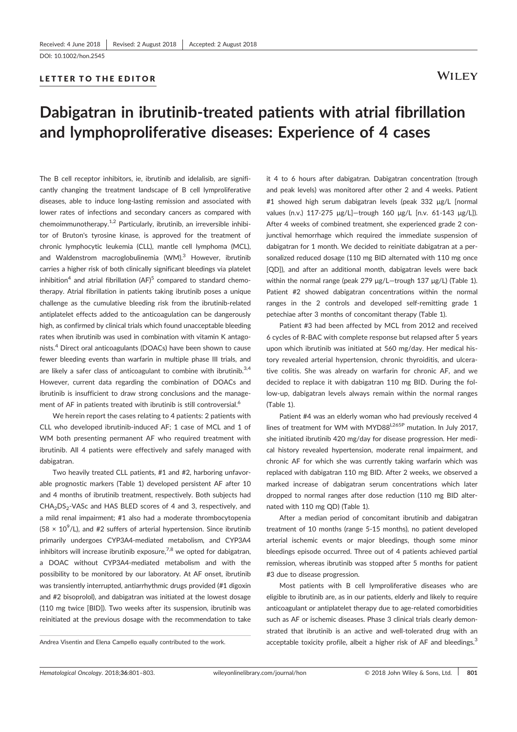Received: 4 June 2018 | Revised: 2 August 2018 | Accepted: 2 August 2018

DOI: 10.1002/hon.2545

LETTER TO THE EDITOR

# Dabigatran in ibrutinib-treated patients with atrial fibrillation and lymphoproliferative diseases: Experience of 4 cases

The B cell receptor inhibitors, ie, ibrutinib and idelalisib, are significantly changing the treatment landscape of B cell lymproliferative diseases, able to induce long-lasting remission and associated with lower rates of infections and secondary cancers as compared with chemoimmunotherapy.[1,2] Particularly, ibrutinib, an irreversible inhibitor of Bruton's tyrosine kinase, is approved for the treatment of chronic lymphocytic leukemia (CLL), mantle cell lymphoma (MCL), and Waldenstrom macroglobulinemia (WM).[3] However, ibrutinib carries a higher risk of both clinically significant bleedings via platelet inhibition[4] and atrial fibrillation (AF)[5] compared to standard chemotherapy. Atrial fibrillation in patients taking ibrutinib poses a unique challenge as the cumulative bleeding risk from the ibrutinib-related antiplatelet effects added to the anticoagulation can be dangerously high, as confirmed by clinical trials which found unacceptable bleeding rates when ibrutinib was used in combination with vitamin K antagonists.[4] Direct oral anticoagulants (DOACs) have been shown to cause fewer bleeding events than warfarin in multiple phase III trials, and are likely a safer class of anticoagulant to combine with ibrutinib.[3,4] However, current data regarding the combination of DOACs and ibrutinib is insufficient to draw strong conclusions and the management of AF in patients treated with ibrutinib is still controversial.[6]

We herein report the cases relating to 4 patients: 2 patients with CLL who developed ibrutinib-induced AF; 1 case of MCL and 1 of WM both presenting permanent AF who required treatment with ibrutinib. All 4 patients were effectively and safely managed with dabigatran.

Two heavily treated CLL patients, #1 and #2, harboring unfavorable prognostic markers (Table 1) developed persistent AF after 10 and 4 months of ibrutinib treatment, respectively. Both subjects had $CHA_2DS_2$-VASc and HAS BLED scores of 4 and 3, respectively, and a mild renal impairment; #1 also had a moderate thrombocytopenia ($58 \times 10^9$/L), and #2 suffers of arterial hypertension. Since ibrutinib primarily undergoes CYP3A4-mediated metabolism, and CYP3A4 inhibitors will increase ibrutinib exposure,[7,8] we opted for dabigatran, a DOAC without CYP3A4-mediated metabolism and with the possibility to be monitored by our laboratory. At AF onset, ibrutinib was transiently interrupted, antiarrhythmic drugs provided (#1 digoxin and #2 bisoprolol), and dabigatran was initiated at the lowest dosage (110 mg twice [BID]). Two weeks after its suspension, ibrutinib was reinitiated at the previous dosage with the recommendation to take it 4 to 6 hours after dabigatran. Dabigatran concentration (trough and peak levels) was monitored after other 2 and 4 weeks. Patient #1 showed high serum dabigatran levels (peak 332 μg/L [normal values (n.v.) 117-275 μg/L]—trough 160 μg/L [n.v. 61-143 μg/L]). After 4 weeks of combined treatment, she experienced grade 2 conjunctival hemorrhage which required the immediate suspension of dabigatran for 1 month. We decided to reinitiate dabigatran at a personalized reduced dosage (110 mg BID alternated with 110 mg once [QD]), and after an additional month, dabigatran levels were back within the normal range (peak 279 μg/L—trough 137 μg/L) (Table 1). Patient #2 showed dabigatran concentrations within the normal ranges in the 2 controls and developed self-remitting grade 1 petechiae after 3 months of concomitant therapy (Table 1).

Patient #3 had been affected by MCL from 2012 and received 6 cycles of R-BAC with complete response but relapsed after 5 years upon which ibrutinib was initiated at 560 mg/day. Her medical history revealed arterial hypertension, chronic thyroiditis, and ulcerative colitis. She was already on warfarin for chronic AF, and we decided to replace it with dabigatran 110 mg BID. During the follow-up, dabigatran levels always remain within the normal ranges (Table 1).

Patient #4 was an elderly woman who had previously received 4 lines of treatment for WM with $MYD88^{L265P}$ mutation. In July 2017, she initiated ibrutinib 420 mg/day for disease progression. Her medical history revealed hypertension, moderate renal impairment, and chronic AF for which she was currently taking warfarin which was replaced with dabigatran 110 mg BID. After 2 weeks, we observed a marked increase of dabigatran serum concentrations which later dropped to normal ranges after dose reduction (110 mg BID alternated with 110 mg QD) (Table 1).

After a median period of concomitant ibrutinib and dabigatran treatment of 10 months (range 5-15 months), no patient developed arterial ischemic events or major bleedings, though some minor bleedings episode occurred. Three out of 4 patients achieved partial remission, whereas ibrutinib was stopped after 5 months for patient #3 due to disease progression.

Most patients with B cell lymproliferative diseases who are eligible to ibrutinib are, as in our patients, elderly and likely to require anticoagulant or antiplatelet therapy due to age-related comorbidities such as AF or ischemic diseases. Phase 3 clinical trials clearly demonstrated that ibrutinib is an active and well-tolerated drug with an acceptable toxicity profile, albeit a higher risk of AF and bleedings.[3]

Andrea Visentin and Elena Campello equally contributed to the work.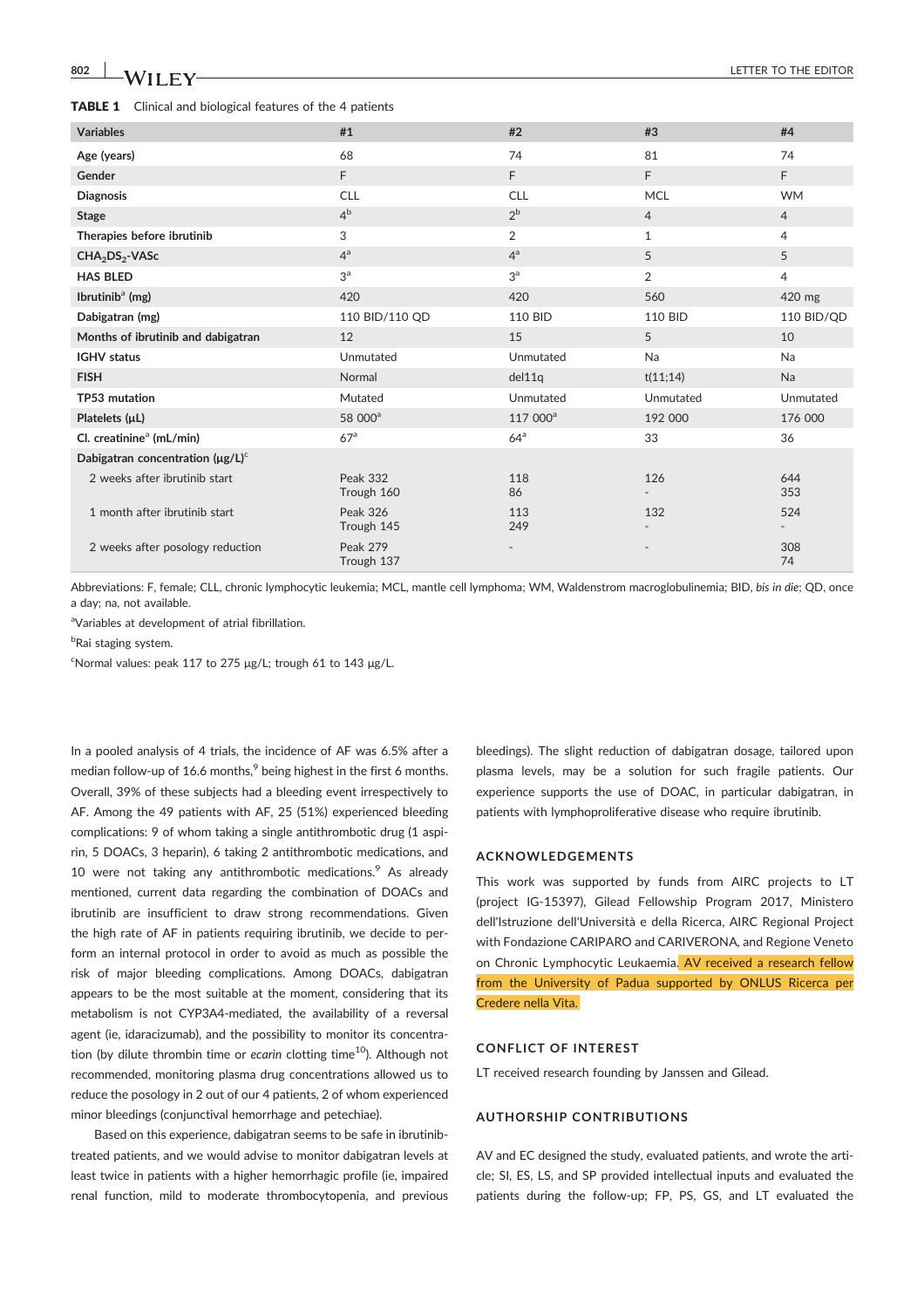**TABLE 1** Clinical and biological features of the 4 patients

| Variables | #1 | #2 | #3 | #4 |
|---|---|---|---|---|
| **Age (years)** | 68 | 74 | 81 | 74 |
| **Gender** | F | F | F | F |
| **Diagnosis** | CLL | CLL | MCL | WM |
| **Stage** | 4[b] | 2[b] | 4 | 4 |
| **Therapies before ibrutinib** | 3 | 2 | 1 | 4 |
| **$CHA_2DS_2$-VASc** | 4[a] | 4[a] | 5 | 5 |
| **HAS BLED** | 3[a] | 3[a] | 2 | 4 |
| **Ibrutinib[a] (mg)** | 420 | 420 | 560 | 420 mg |
| **Dabigatran (mg)** | 110 BID/110 QD | 110 BID | 110 BID | 110 BID/QD |
| **Months of ibrutinib and dabigatran** | 12 | 15 | 5 | 10 |
| **IGHV status** | Unmutated | Unmutated | Na | Na |
| **FISH** | Normal | del11q | t(11;14) | Na |
| **TP53 mutation** | Mutated | Unmutated | Unmutated | Unmutated |
| **Platelets (µL)** | 58 000[a] | 117 000[a] | 192 000 | 176 000 |
| **Cl. creatinine[a] (mL/min)** | 67[a] | 64[a] | 33 | 36 |
| **Dabigatran concentration (µg/L)[c]** | | | | |
| 2 weeks after ibrutinib start | Peak 332<br>Trough 160 | 118<br>86 | 126<br>- | 644<br>353 |
| 1 month after ibrutinib start | Peak 326<br>Trough 145 | 113<br>249 | 132<br>- | 524<br>- |
| 2 weeks after posology reduction | Peak 279<br>Trough 137 | - | - | 308<br>74 |

Abbreviations: F, female; CLL, chronic lymphocytic leukemia; MCL, mantle cell lymphoma; WM, Waldenstrom macroglobulinemia; BID, *bis in die*; QD, once a day; na, not available.

[a]Variables at development of atrial fibrillation.

[b]Rai staging system.

[c]Normal values: peak 117 to 275 µg/L; trough 61 to 143 µg/L.

In a pooled analysis of 4 trials, the incidence of AF was 6.5% after a median follow-up of 16.6 months,[9] being highest in the first 6 months. Overall, 39% of these subjects had a bleeding event irrespectively to AF. Among the 49 patients with AF, 25 (51%) experienced bleeding complications: 9 of whom taking a single antithrombotic drug (1 aspirin, 5 DOACs, 3 heparin), 6 taking 2 antithrombotic medications, and 10 were not taking any antithrombotic medications.[9] As already mentioned, current data regarding the combination of DOACs and ibrutinib are insufficient to draw strong recommendations. Given the high rate of AF in patients requiring ibrutinib, we decide to perform an internal protocol in order to avoid as much as possible the risk of major bleeding complications. Among DOACs, dabigatran appears to be the most suitable at the moment, considering that its metabolism is not CYP3A4-mediated, the availability of a reversal agent (ie, idaracizumab), and the possibility to monitor its concentration (by dilute thrombin time or *ecarin* clotting time[10]). Although not recommended, monitoring plasma drug concentrations allowed us to reduce the posology in 2 out of our 4 patients, 2 of whom experienced minor bleedings (conjunctival hemorrhage and petechiae).

Based on this experience, dabigatran seems to be safe in ibrutinib-treated patients, and we would advise to monitor dabigatran levels at least twice in patients with a higher hemorrhagic profile (ie, impaired renal function, mild to moderate thrombocytopenia, and previous bleedings). The slight reduction of dabigatran dosage, tailored upon plasma levels, may be a solution for such fragile patients. Our experience supports the use of DOAC, in particular dabigatran, in patients with lymphoproliferative disease who require ibrutinib.

## ACKNOWLEDGEMENTS

This work was supported by funds from AIRC projects to LT (project IG-15397), Gilead Fellowship Program 2017, Ministero dell'Istruzione dell'Università e della Ricerca, AIRC Regional Project with Fondazione CARIPARO and CARIVERONA, and Regione Veneto on Chronic Lymphocytic Leukaemia. AV received a research fellow from the University of Padua supported by ONLUS Ricerca per Credere nella Vita.

## CONFLICT OF INTEREST

LT received research founding by Janssen and Gilead.

## AUTHORSHIP CONTRIBUTIONS

AV and EC designed the study, evaluated patients, and wrote the article; SI, ES, LS, and SP provided intellectual inputs and evaluated the patients during the follow-up; FP, PS, GS, and LT evaluated the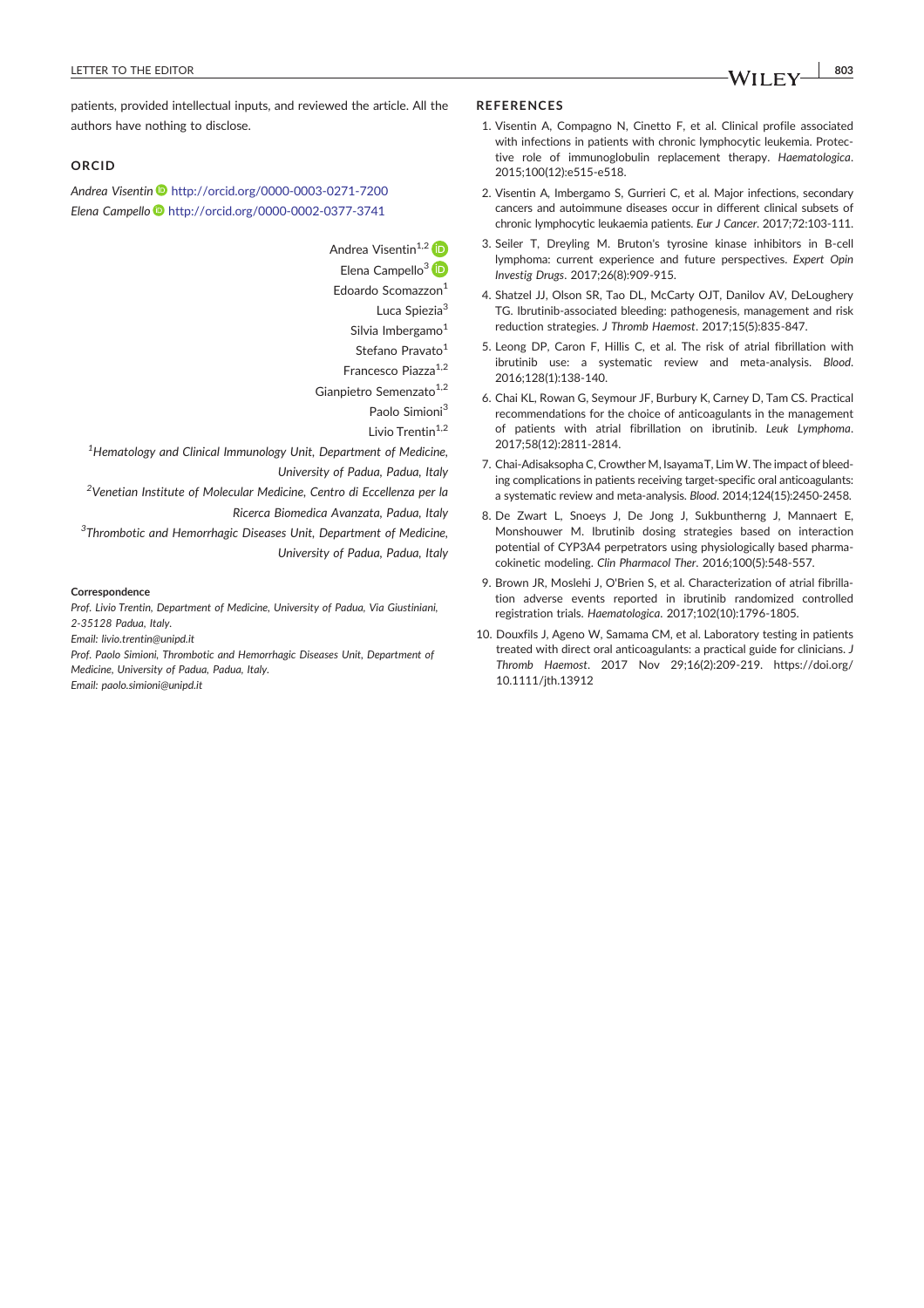patients, provided intellectual inputs, and reviewed the article. All the authors have nothing to disclose.

## ORCID

*Andrea Visentin* http://orcid.org/0000-0003-0271-7200
*Elena Campello* http://orcid.org/0000-0002-0377-3741

Andrea Visentin[1,2]
Elena Campello[3]
Edoardo Scomazzon[1]
Luca Spiezia[3]
Silvia Imbergamo[1]
Stefano Pravato[1]
Francesco Piazza[1,2]
Gianpietro Semenzato[1,2]
Paolo Simioni[3]
Livio Trentin[1,2]

[1]*Hematology and Clinical Immunology Unit, Department of Medicine, University of Padua, Padua, Italy*
[2]*Venetian Institute of Molecular Medicine, Centro di Eccellenza per la Ricerca Biomedica Avanzata, Padua, Italy*
[3]*Thrombotic and Hemorrhagic Diseases Unit, Department of Medicine, University of Padua, Padua, Italy*

**Correspondence**
*Prof. Livio Trentin, Department of Medicine, University of Padua, Via Giustiniani, 2-35128 Padua, Italy.*
*Email: livio.trentin@unipd.it*
*Prof. Paolo Simioni, Thrombotic and Hemorrhagic Diseases Unit, Department of Medicine, University of Padua, Padua, Italy.*
*Email: paolo.simioni@unipd.it*

## REFERENCES

1. Visentin A, Compagno N, Cinetto F, et al. Clinical profile associated with infections in patients with chronic lymphocytic leukemia. Protective role of immunoglobulin replacement therapy. *Haematologica*. 2015;100(12):e515-e518.
2. Visentin A, Imbergamo S, Gurrieri C, et al. Major infections, secondary cancers and autoimmune diseases occur in different clinical subsets of chronic lymphocytic leukaemia patients. *Eur J Cancer*. 2017;72:103-111.
3. Seiler T, Dreyling M. Bruton's tyrosine kinase inhibitors in B-cell lymphoma: current experience and future perspectives. *Expert Opin Investig Drugs*. 2017;26(8):909-915.
4. Shatzel JJ, Olson SR, Tao DL, McCarty OJT, Danilov AV, DeLoughery TG. Ibrutinib-associated bleeding: pathogenesis, management and risk reduction strategies. *J Thromb Haemost*. 2017;15(5):835-847.
5. Leong DP, Caron F, Hillis C, et al. The risk of atrial fibrillation with ibrutinib use: a systematic review and meta-analysis. *Blood*. 2016;128(1):138-140.
6. Chai KL, Rowan G, Seymour JF, Burbury K, Carney D, Tam CS. Practical recommendations for the choice of anticoagulants in the management of patients with atrial fibrillation on ibrutinib. *Leuk Lymphoma*. 2017;58(12):2811-2814.
7. Chai-Adisaksopha C, Crowther M, Isayama T, Lim W. The impact of bleeding complications in patients receiving target-specific oral anticoagulants: a systematic review and meta-analysis. *Blood*. 2014;124(15):2450-2458.
8. De Zwart L, Snoeys J, De Jong J, Sukbuntherng J, Mannaert E, Monshouwer M. Ibrutinib dosing strategies based on interaction potential of CYP3A4 perpetrators using physiologically based pharmacokinetic modeling. *Clin Pharmacol Ther*. 2016;100(5):548-557.
9. Brown JR, Moslehi J, O'Brien S, et al. Characterization of atrial fibrillation adverse events reported in ibrutinib randomized controlled registration trials. *Haematologica*. 2017;102(10):1796-1805.
10. Douxfils J, Ageno W, Samama CM, et al. Laboratory testing in patients treated with direct oral anticoagulants: a practical guide for clinicians. *J Thromb Haemost*. 2017 Nov 29;16(2):209-219. https://doi.org/10.1111/jth.13912